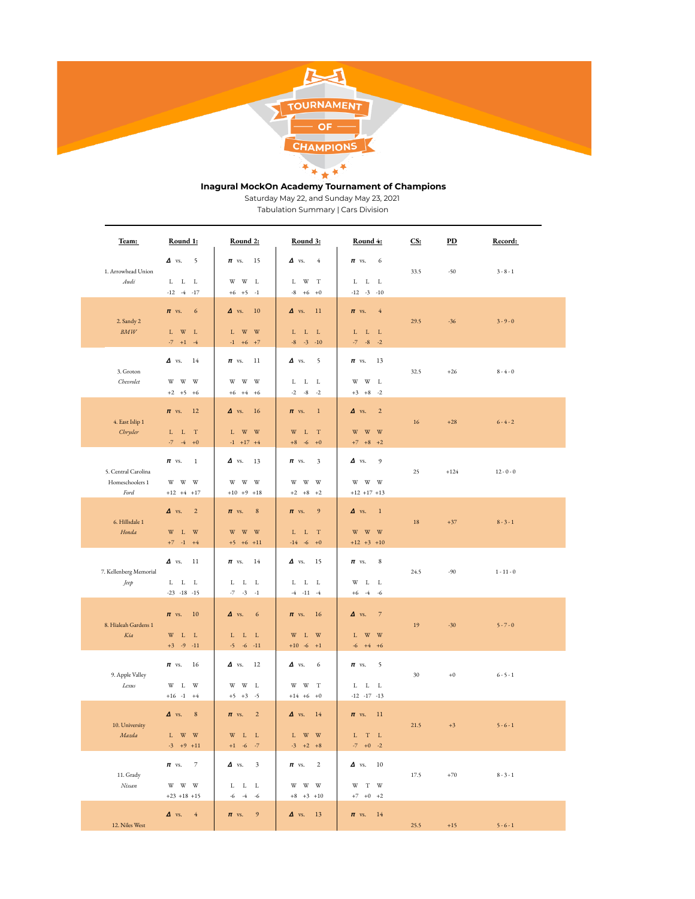TOURNAMENT OF CHAMPIONS

**Inagural MockOn Academy Tournament of Champions**

Saturday May 22, and Sunday May 23, 2021

Tabulation Summary | Cars Division

| Team: | Round 1: | Round 2: | Round 3: | Round 4: | CS: | PD | Record: |
|---|---|---|---|---|---|---|---|
| 1. Arrowhead Union *Audi* | Δ vs. 5<br>L L L<br>-12 -4 -17 | π vs. 15<br>W W L<br>+6 +5 -1 | Δ vs. 4<br>L W T<br>-8 +6 +0 | π vs. 6<br>L L L<br>-12 -3 -10 | 33.5 | -50 | 3 - 8 - 1 |
| 2. Sandy 2 *BMW* | π vs. 6<br>L W L<br>-7 +1 -4 | Δ vs. 10<br>L W W<br>-1 +6 +7 | Δ vs. 11<br>L L L<br>-8 -3 -10 | π vs. 4<br>L L L<br>-7 -8 -2 | 29.5 | -36 | 3 - 9 - 0 |
| 3. Groton *Chevrolet* | Δ vs. 14<br>W W W<br>+2 +5 +6 | π vs. 11<br>W W W<br>+6 +4 +6 | Δ vs. 5<br>L L L<br>-2 -8 -2 | π vs. 13<br>W W L<br>+3 +8 -2 | 32.5 | +26 | 8 - 4 - 0 |
| 4. East Islip 1 *Chrysler* | π vs. 12<br>L L T<br>-7 -4 +0 | Δ vs. 16<br>L W W<br>-1 +17 +4 | π vs. 1<br>W L T<br>+8 -6 +0 | Δ vs. 2<br>W W W<br>+7 +8 +2 | 16 | +28 | 6 - 4 - 2 |
| 5. Central Carolina Homeschoolers 1 *Ford* | π vs. 1<br>W W W<br>+12 +4 +17 | Δ vs. 13<br>W W W<br>+10 +9 +18 | π vs. 3<br>W W W<br>+2 +8 +2 | Δ vs. 9<br>W W W<br>+12 +17 +13 | 25 | +124 | 12 - 0 - 0 |
| 6. Hillsdale 1 *Honda* | Δ vs. 2<br>W L W<br>+7 -1 +4 | π vs. 8<br>W W W<br>+5 +6 +11 | π vs. 9<br>L L T<br>-14 -6 +0 | Δ vs. 1<br>W W W<br>+12 +3 +10 | 18 | +37 | 8 - 3 - 1 |
| 7. Kellenberg Memorial *Jeep* | Δ vs. 11<br>L L L<br>-23 -18 -15 | π vs. 14<br>L L L<br>-7 -3 -1 | Δ vs. 15<br>L L L<br>-4 -11 -4 | π vs. 8<br>W L L<br>+6 -4 -6 | 24.5 | -90 | 1 - 11 - 0 |
| 8. Hialeah Gardens 1 *Kia* | π vs. 10<br>W L L<br>+3 -9 -11 | Δ vs. 6<br>L L L<br>-5 -6 -11 | π vs. 16<br>W L W<br>+10 -6 +1 | Δ vs. 7<br>L W W<br>-6 +4 +6 | 19 | -30 | 5 - 7 - 0 |
| 9. Apple Valley *Lexus* | π vs. 16<br>W L W<br>+16 -1 +4 | Δ vs. 12<br>W W L<br>+5 +3 -5 | Δ vs. 6<br>W W T<br>+14 +6 +0 | π vs. 5<br>L L L<br>-12 -17 -13 | 30 | +0 | 6 - 5 - 1 |
| 10. University *Mazda* | Δ vs. 8<br>L W W<br>-3 +9 +11 | π vs. 2<br>W L L<br>+1 -6 -7 | Δ vs. 14<br>L W W<br>-3 +2 +8 | π vs. 11<br>L T L<br>-7 +0 -2 | 21.5 | +3 | 5 - 6 - 1 |
| 11. Grady *Nissan* | π vs. 7<br>W W W<br>+23 +18 +15 | Δ vs. 3<br>L L L<br>-6 -4 -6 | π vs. 2<br>W W W<br>+8 +3 +10 | Δ vs. 10<br>W T W<br>+7 +0 +2 | 17.5 | +70 | 8 - 3 - 1 |
| 12. Niles West | Δ vs. 4 | π vs. 9 | Δ vs. 13 | π vs. 14 | 25.5 | +15 | 5 - 6 - 1 |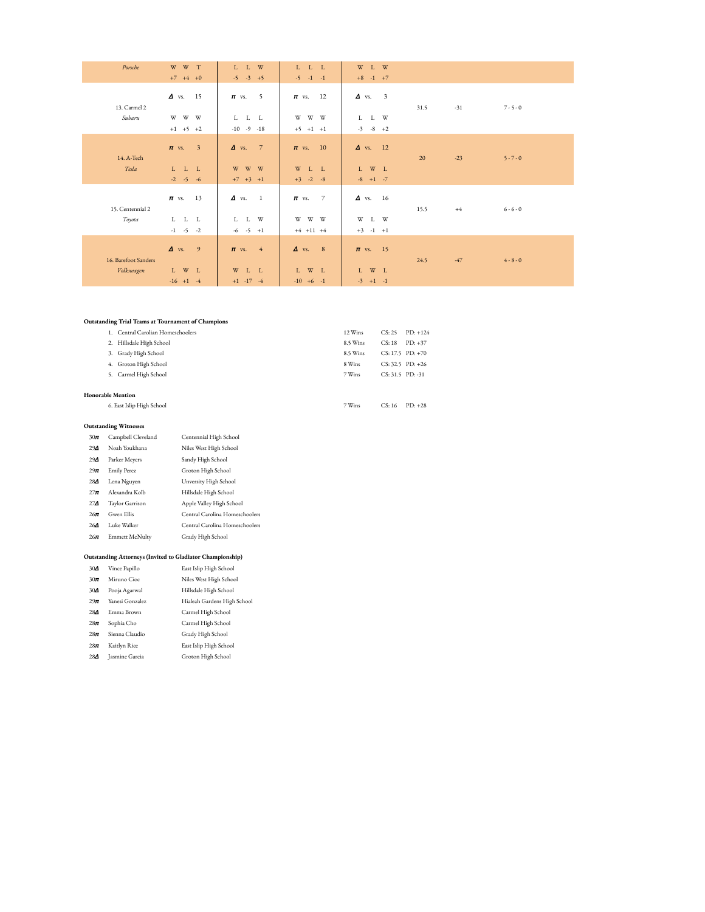| Team | Round 1 | Round 2 | Round 3 | Round 4 | CS | PD | Record |
|---|---|---|---|---|---|---|---|
| *Porsche* | W W T<br>+7 +4 +0 | L L W<br>-5 -3 +5 | L L L<br>-5 -1 -1 | W L W<br>+8 -1 +7 | | | |
| 13. Carmel 2<br>*Subaru* | Δ vs. 15<br>W W W<br>+1 +5 +2 | π vs. 5<br>L L L<br>-10 -9 -18 | π vs. 12<br>W W W<br>+5 +1 +1 | Δ vs. 3<br>L L W<br>-3 -8 +2 | 31.5 | -31 | 7 - 5 - 0 |
| 14. A-Tech<br>*Tesla* | π vs. 3<br>L L L<br>-2 -5 -6 | Δ vs. 7<br>W W W<br>+7 +3 +1 | π vs. 10<br>W L L<br>+3 -2 -8 | Δ vs. 12<br>L W L<br>-8 +1 -7 | 20 | -23 | 5 - 7 - 0 |
| 15. Centennial 2<br>*Toyota* | π vs. 13<br>L L L<br>-1 -5 -2 | Δ vs. 1<br>L L W<br>-6 -5 +1 | π vs. 7<br>W W W<br>+4 +11 +4 | Δ vs. 16<br>W L W<br>+3 -1 +1 | 15.5 | +4 | 6 - 6 - 0 |
| 16. Barefoot Sanders<br>*Volkswagen* | Δ vs. 9<br>L W L<br>-16 +1 -4 | π vs. 4<br>W L L<br>+1 -17 -4 | Δ vs. 8<br>L W L<br>-10 +6 -1 | π vs. 15<br>L W L<br>-3 +1 -1 | 24.5 | -47 | 4 - 8 - 0 |

**Outstanding Trial Teams at Tournament of Champions**

| | Team | Wins | CS | PD |
|---|---|---|---|---|
| 1. | Central Carolian Homeschoolers | 12 Wins | CS: 25 | PD: +124 |
| 2. | Hillsdale High School | 8.5 Wins | CS: 18 | PD: +37 |
| 3. | Grady High School | 8.5 Wins | CS: 17.5 | PD: +70 |
| 4. | Groton High School | 8 Wins | CS: 32.5 | PD: +26 |
| 5. | Carmel High School | 7 Wins | CS: 31.5 | PD: -31 |

**Honorable Mention**

| | Team | Wins | CS | PD |
|---|---|---|---|---|
| 6. | East Islip High School | 7 Wins | CS: 16 | PD: +28 |

**Outstanding Witnesses**

| Score | Name | School |
|---|---|---|
| 30π | Campbell Cleveland | Centennial High School |
| 29Δ | Noah Youkhana | Niles West High School |
| 29Δ | Parker Meyers | Sandy High School |
| 29π | Emily Perez | Groton High School |
| 28Δ | Lena Nguyen | Unversity High School |
| 27π | Alexandra Kolb | Hillsdale High School |
| 27Δ | Taylor Garrison | Apple Valley High School |
| 26π | Gwen Ellis | Central Carolina Homeschoolers |
| 26Δ | Luke Walker | Central Carolina Homeschoolers |
| 26π | Emmett McNulty | Grady High School |

**Outstanding Attorneys (Invited to Gladiator Championship)**

| Score | Name | School |
|---|---|---|
| 30Δ | Vince Papillo | East Islip High School |
| 30π | Miruno Cioc | Niles West High School |
| 30Δ | Pooja Agarwal | Hillsdale High School |
| 29π | Yanesi Gonzalez | Hialeah Gardens High School |
| 28Δ | Emma Brown | Carmel High School |
| 28π | Sophia Cho | Carmel High School |
| 28π | Sienna Claudio | Grady High School |
| 28π | Kaitlyn Rice | East Islip High School |
| 28Δ | Jasmine Garcia | Groton High School |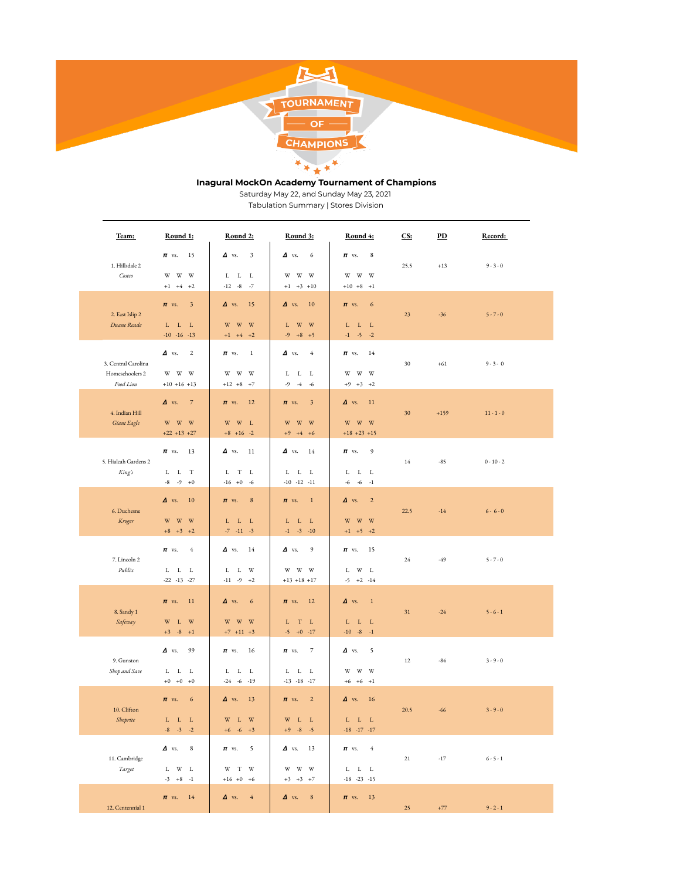**Inagural MockOn Academy Tournament of Champions**

Saturday May 22, and Sunday May 23, 2021

Tabulation Summary | Stores Division

| Team: | Round 1: | Round 2: | Round 3: | Round 4: | CS: | PD | Record: |
|---|---|---|---|---|---|---|---|
| 1. Hillsdale 2 *Costco* | π vs. 15 W W W +1 +4 +2 | Δ vs. 3 L L L -12 -8 -7 | Δ vs. 6 W W W +1 +3 +10 | π vs. 8 W W W +10 +8 +1 | 25.5 | +13 | 9 - 3 - 0 |
| 2. East Islip 2 *Duane Reade* | π vs. 3 L L L -10 -16 -13 | Δ vs. 15 W W W +1 +4 +2 | Δ vs. 10 L W W -9 +8 +5 | π vs. 6 L L L -1 -5 -2 | 23 | -36 | 5 - 7 - 0 |
| 3. Central Carolina Homeschoolers 2 *Food Lion* | Δ vs. 2 W W W +10 +16 +13 | π vs. 1 W W W +12 +8 +7 | Δ vs. 4 L L L -9 -4 -6 | π vs. 14 W W W +9 +3 +2 | 30 | +61 | 9 - 3 - 0 |
| 4. Indian Hill *Giant Eagle* | Δ vs. 7 W W W +22 +13 +27 | π vs. 12 W W L +8 +16 -2 | π vs. 3 W W W +9 +4 +6 | Δ vs. 11 W W W +18 +23 +15 | 30 | +159 | 11 - 1 - 0 |
| 5. Hialeah Gardens 2 *King's* | π vs. 13 L L T -8 -9 +0 | Δ vs. 11 L T L -16 +0 -6 | Δ vs. 14 L L L -10 -12 -11 | π vs. 9 L L L -6 -6 -1 | 14 | -85 | 0 - 10 - 2 |
| 6. Duchesne *Kroger* | Δ vs. 10 W W W +8 +3 +2 | π vs. 8 L L L -7 -11 -3 | π vs. 1 L L L -1 -3 -10 | Δ vs. 2 W W W +1 +5 +2 | 22.5 | -14 | 6 - 6 - 0 |
| 7. Lincoln 2 *Publix* | π vs. 4 L L L -22 -13 -27 | Δ vs. 14 L L W -11 -9 +2 | Δ vs. 9 W W W +13 +18 +17 | π vs. 15 L W L -5 +2 -14 | 24 | -49 | 5 - 7 - 0 |
| 8. Sandy 1 *Safeway* | π vs. 11 W L W +3 -8 +1 | Δ vs. 6 W W W +7 +11 +3 | π vs. 12 L T L -5 +0 -17 | Δ vs. 1 L L L -10 -8 -1 | 31 | -24 | 5 - 6 - 1 |
| 9. Gunston *Shop and Save* | Δ vs. 99 L L L +0 +0 +0 | π vs. 16 L L L -24 -6 -19 | π vs. 7 L L L -13 -18 -17 | Δ vs. 5 W W W +6 +6 +1 | 12 | -84 | 3 - 9 - 0 |
| 10. Clifton *Shoprite* | π vs. 6 L L L -8 -3 -2 | Δ vs. 13 W L W +6 -6 +3 | π vs. 2 W L L +9 -8 -5 | Δ vs. 16 L L L -18 -17 -17 | 20.5 | -66 | 3 - 9 - 0 |
| 11. Cambridge *Target* | Δ vs. 8 L W L -3 +8 -1 | π vs. 5 W T W +16 +0 +6 | Δ vs. 13 W W W +3 +3 +7 | π vs. 4 L L L -18 -23 -15 | 21 | -17 | 6 - 5 - 1 |
| 12. Centennial 1 | π vs. 14 | Δ vs. 4 | Δ vs. 8 | π vs. 13 | 25 | +77 | 9 - 2 - 1 |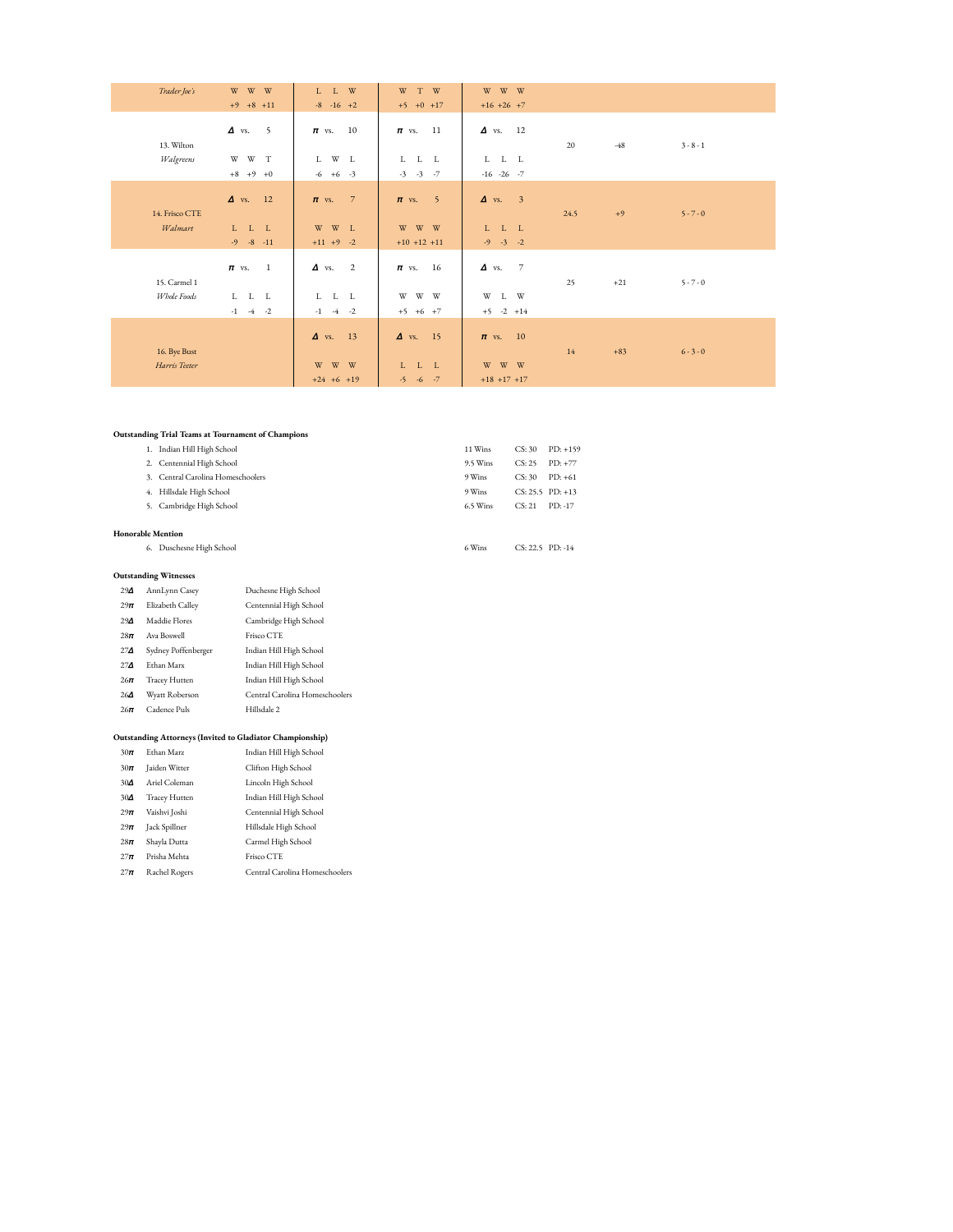| | | | | | | | |
|---|---|---|---|---|---|---|---|
| *Trader Joe's* | W W W<br>+9 +8 +11 | L L W<br>-8 -16 +2 | W T W<br>+5 +0 +17 | W W W<br>+16 +26 +7 | | | |
| 13. Wilton<br>*Walgreens* | ∆ vs. 5<br>W W T<br>+8 +9 +0 | π vs. 10<br>L W L<br>-6 +6 -3 | π vs. 11<br>L L L<br>-3 -3 -7 | ∆ vs. 12<br>L L L<br>-16 -26 -7 | 20 | -48 | 3 - 8 - 1 |
| 14. Frisco CTE<br>*Walmart* | ∆ vs. 12<br>L L L<br>-9 -8 -11 | π vs. 7<br>W W L<br>+11 +9 -2 | π vs. 5<br>W W W<br>+10 +12 +11 | ∆ vs. 3<br>L L L<br>-9 -3 -2 | 24.5 | +9 | 5 - 7 - 0 |
| 15. Carmel 1<br>*Whole Foods* | π vs. 1<br>L L L<br>-1 -4 -2 | ∆ vs. 2<br>L L L<br>-1 -4 -2 | π vs. 16<br>W W W<br>+5 +6 +7 | ∆ vs. 7<br>W L W<br>+5 -2 +14 | 25 | +21 | 5 - 7 - 0 |
| 16. Bye Bust<br>*Harris Teeter* | | ∆ vs. 13<br>W W W<br>+24 +6 +19 | ∆ vs. 15<br>L L L<br>-5 -6 -7 | π vs. 10<br>W W W<br>+18 +17 +17 | 14 | +83 | 6 - 3 - 0 |

**Outstanding Trial Teams at Tournament of Champions**

| | | | | |
|---|---|---|---|---|
| 1. | Indian Hill High School | 11 Wins | CS: 30 | PD: +159 |
| 2. | Centennial High School | 9.5 Wins | CS: 25 | PD: +77 |
| 3. | Central Carolina Homeschoolers | 9 Wins | CS: 30 | PD: +61 |
| 4. | Hillsdale High School | 9 Wins | CS: 25.5 | PD: +13 |
| 5. | Cambridge High School | 6.5 Wins | CS: 21 | PD: -17 |

**Honorable Mention**

| | | | | |
|---|---|---|---|---|
| 6. | Duschesne High School | 6 Wins | CS: 22.5 | PD: -14 |

**Outstanding Witnesses**

| | | |
|---|---|---|
| 29∆ | AnnLynn Casey | Duchesne High School |
| 29π | Elizabeth Calley | Centennial High School |
| 29∆ | Maddie Flores | Cambridge High School |
| 28π | Ava Boswell | Frisco CTE |
| 27∆ | Sydney Poffenberger | Indian Hill High School |
| 27∆ | Ethan Marx | Indian Hill High School |
| 26π | Tracey Hutten | Indian Hill High School |
| 26∆ | Wyatt Roberson | Central Carolina Homeschoolers |
| 26π | Cadence Puls | Hillsdale 2 |

**Outstanding Attorneys (Invited to Gladiator Championship)**

| | | |
|---|---|---|
| 30π | Ethan Marz | Indian Hill High School |
| 30π | Jaiden Witter | Clifton High School |
| 30∆ | Ariel Coleman | Lincoln High School |
| 30∆ | Tracey Hutten | Indian Hill High School |
| 29π | Vaishvi Joshi | Centennial High School |
| 29π | Jack Spillner | Hillsdale High School |
| 28π | Shayla Dutta | Carmel High School |
| 27π | Prisha Mehta | Frisco CTE |
| 27π | Rachel Rogers | Central Carolina Homeschoolers |